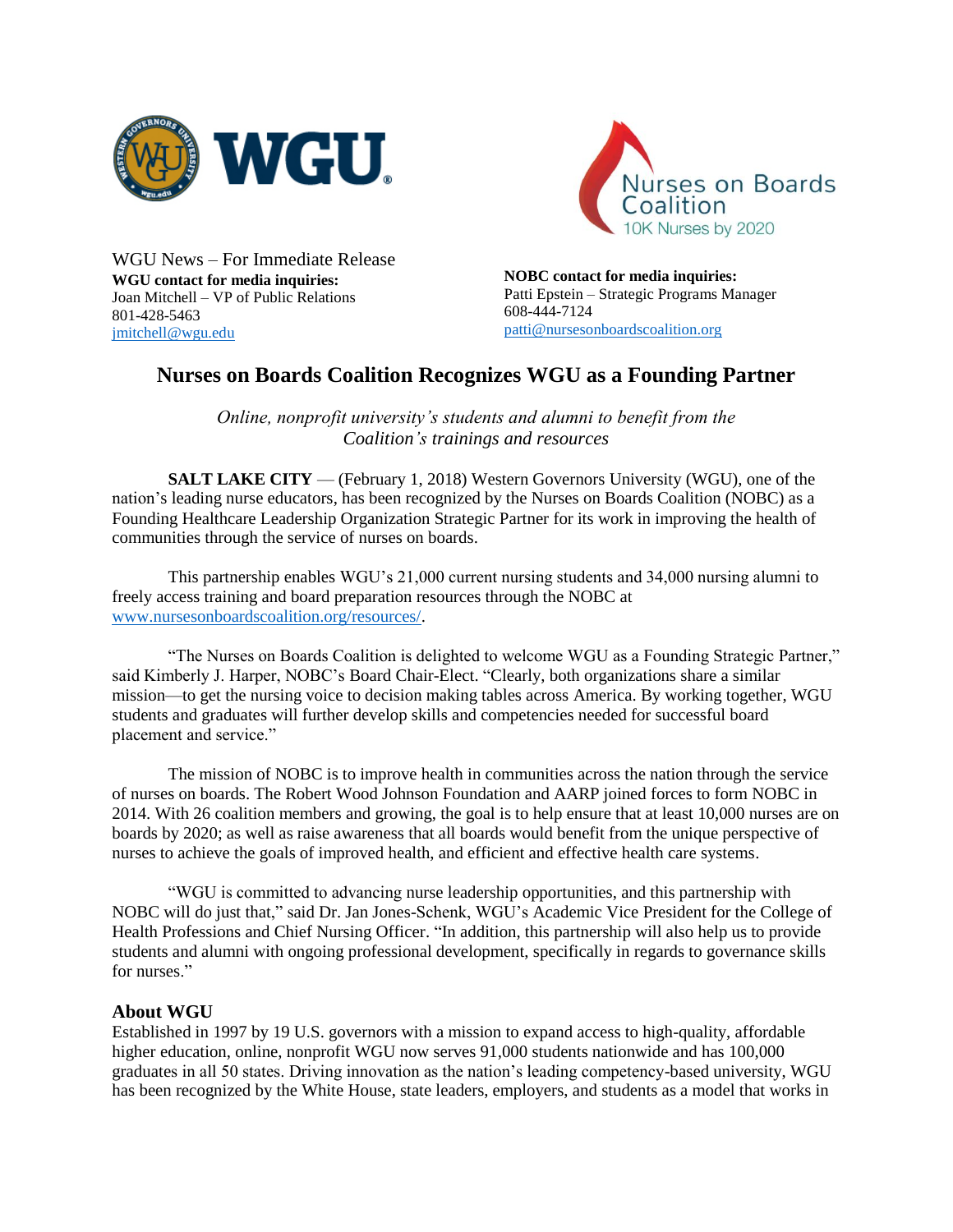WGU News – For Immediate Release
**WGU contact for media inquiries:**
Joan Mitchell – VP of Public Relations
801-428-5463
jmitchell@wgu.edu

**NOBC contact for media inquiries:**
Patti Epstein – Strategic Programs Manager
608-444-7124
patti@nursesonboardscoalition.org

# Nurses on Boards Coalition Recognizes WGU as a Founding Partner

*Online, nonprofit university's students and alumni to benefit from the Coalition's trainings and resources*

**SALT LAKE CITY** — (February 1, 2018) Western Governors University (WGU), one of the nation's leading nurse educators, has been recognized by the Nurses on Boards Coalition (NOBC) as a Founding Healthcare Leadership Organization Strategic Partner for its work in improving the health of communities through the service of nurses on boards.

This partnership enables WGU's 21,000 current nursing students and 34,000 nursing alumni to freely access training and board preparation resources through the NOBC at www.nursesonboardscoalition.org/resources/.

"The Nurses on Boards Coalition is delighted to welcome WGU as a Founding Strategic Partner," said Kimberly J. Harper, NOBC's Board Chair-Elect. "Clearly, both organizations share a similar mission—to get the nursing voice to decision making tables across America. By working together, WGU students and graduates will further develop skills and competencies needed for successful board placement and service."

The mission of NOBC is to improve health in communities across the nation through the service of nurses on boards. The Robert Wood Johnson Foundation and AARP joined forces to form NOBC in 2014. With 26 coalition members and growing, the goal is to help ensure that at least 10,000 nurses are on boards by 2020; as well as raise awareness that all boards would benefit from the unique perspective of nurses to achieve the goals of improved health, and efficient and effective health care systems.

"WGU is committed to advancing nurse leadership opportunities, and this partnership with NOBC will do just that," said Dr. Jan Jones-Schenk, WGU's Academic Vice President for the College of Health Professions and Chief Nursing Officer. "In addition, this partnership will also help us to provide students and alumni with ongoing professional development, specifically in regards to governance skills for nurses."

## About WGU

Established in 1997 by 19 U.S. governors with a mission to expand access to high-quality, affordable higher education, online, nonprofit WGU now serves 91,000 students nationwide and has 100,000 graduates in all 50 states. Driving innovation as the nation's leading competency-based university, WGU has been recognized by the White House, state leaders, employers, and students as a model that works in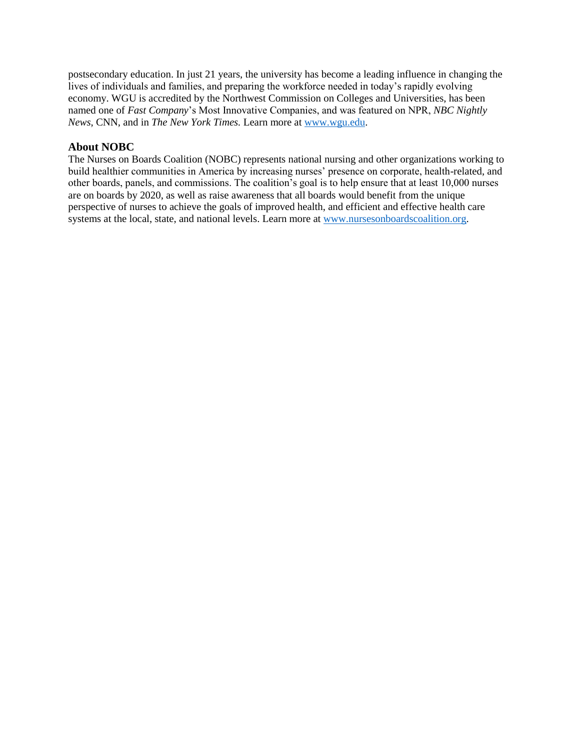postsecondary education. In just 21 years, the university has become a leading influence in changing the lives of individuals and families, and preparing the workforce needed in today's rapidly evolving economy. WGU is accredited by the Northwest Commission on Colleges and Universities, has been named one of *Fast Company*'s Most Innovative Companies, and was featured on NPR, *NBC Nightly News*, CNN, and in *The New York Times.* Learn more at [www.wgu.edu](www.wgu.edu).

## About NOBC

The Nurses on Boards Coalition (NOBC) represents national nursing and other organizations working to build healthier communities in America by increasing nurses' presence on corporate, health-related, and other boards, panels, and commissions. The coalition's goal is to help ensure that at least 10,000 nurses are on boards by 2020, as well as raise awareness that all boards would benefit from the unique perspective of nurses to achieve the goals of improved health, and efficient and effective health care systems at the local, state, and national levels. Learn more at [www.nursesonboardscoalition.org](www.nursesonboardscoalition.org).